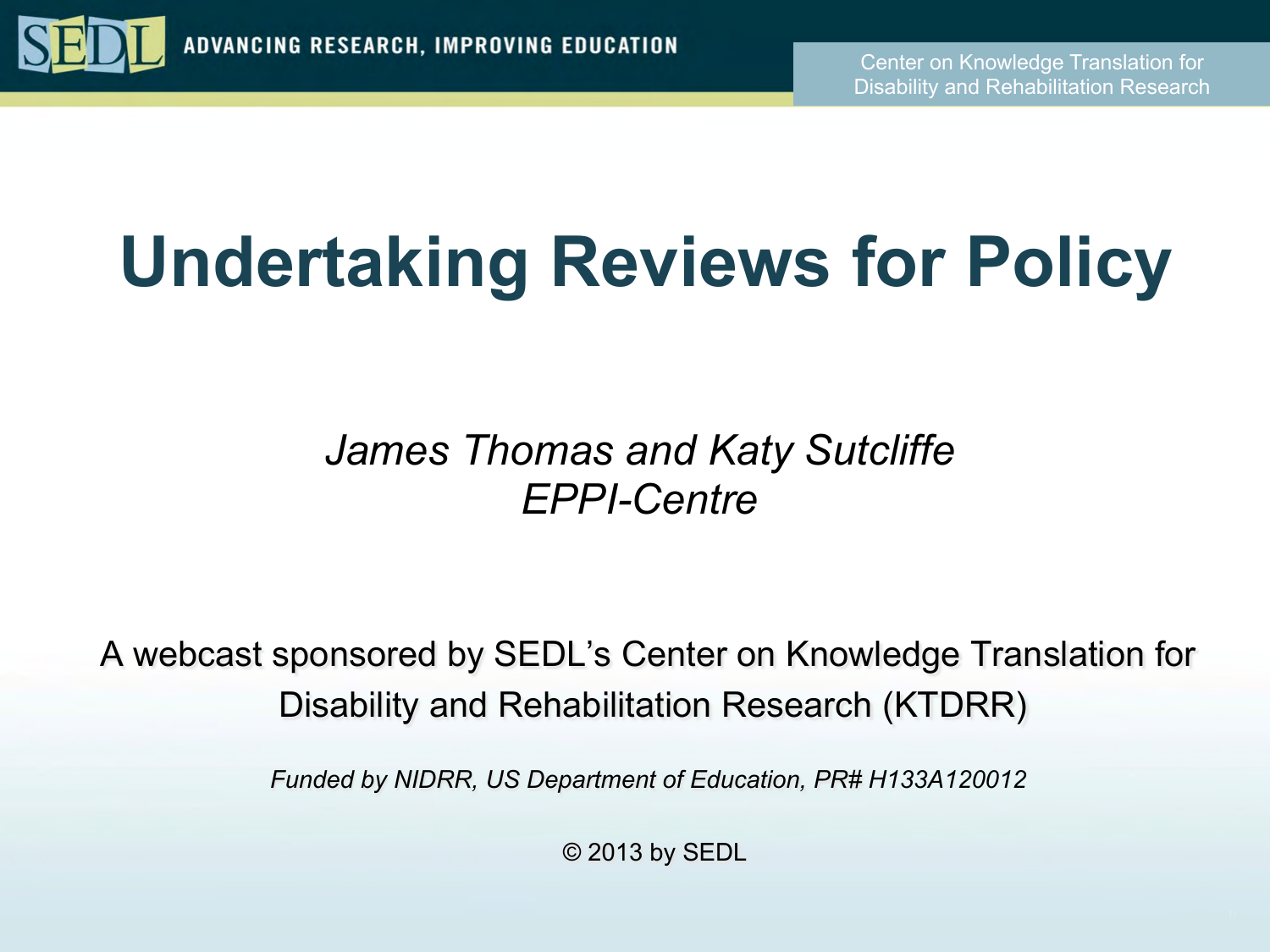SEDL ADVANCING RESEARCH, IMPROVING EDUCATION

Center on Knowledge Translation for Disability and Rehabilitation Research

# Undertaking Reviews for Policy

*James Thomas and Katy Sutcliffe*
*EPPI-Centre*

A webcast sponsored by SEDL's Center on Knowledge Translation for Disability and Rehabilitation Research (KTDRR)

*Funded by NIDRR, US Department of Education, PR# H133A120012*

© 2013 by SEDL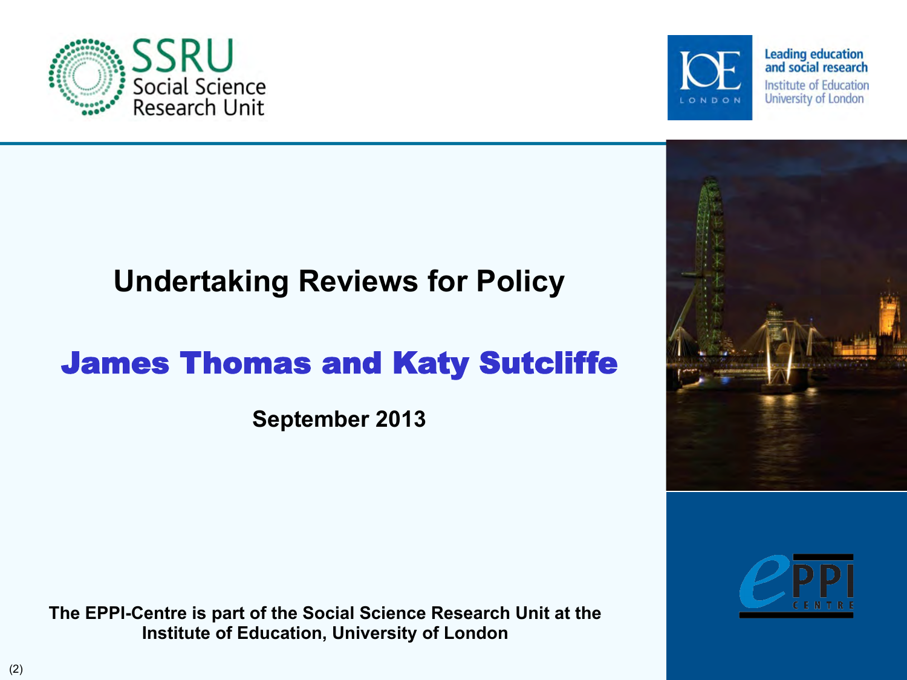# Undertaking Reviews for Policy

## James Thomas and Katy Sutcliffe

**September 2013**

**The EPPI-Centre is part of the Social Science Research Unit at the Institute of Education, University of London**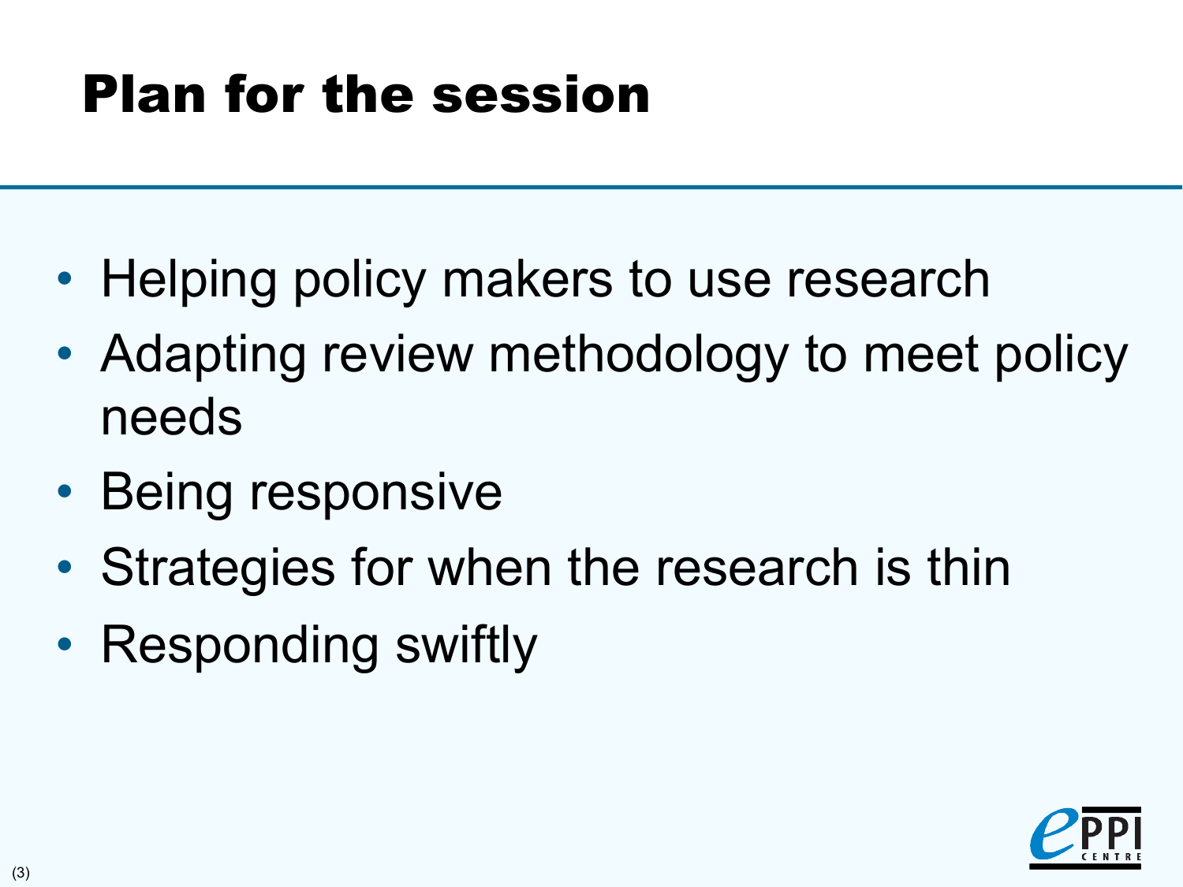# Plan for the session

- Helping policy makers to use research
- Adapting review methodology to meet policy needs
- Being responsive
- Strategies for when the research is thin
- Responding swiftly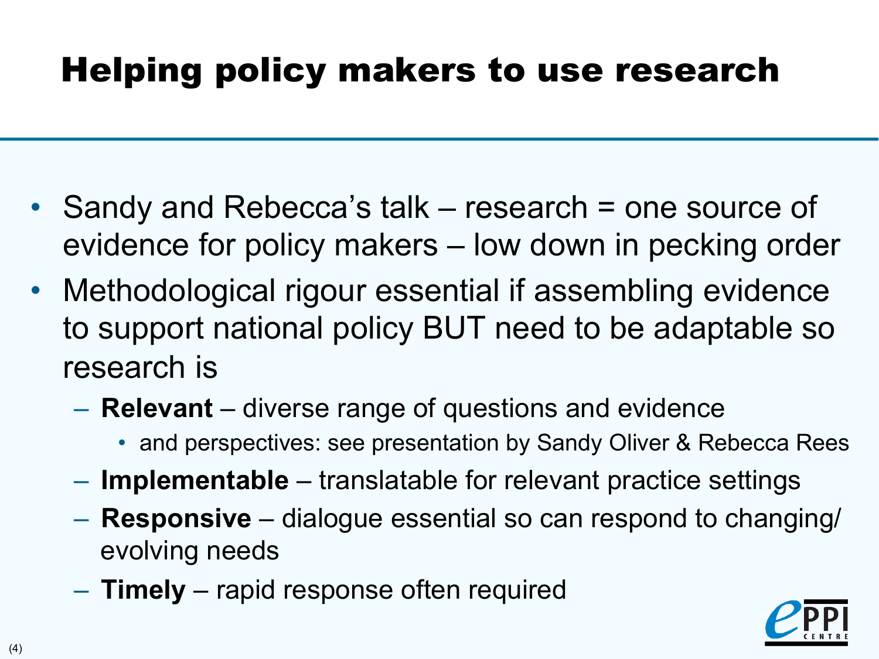# Helping policy makers to use research

- Sandy and Rebecca's talk – research = one source of evidence for policy makers – low down in pecking order
- Methodological rigour essential if assembling evidence to support national policy BUT need to be adaptable so research is
  - **Relevant** – diverse range of questions and evidence
    - and perspectives: see presentation by Sandy Oliver & Rebecca Rees
  - **Implementable** – translatable for relevant practice settings
  - **Responsive** – dialogue essential so can respond to changing/ evolving needs
  - **Timely** – rapid response often required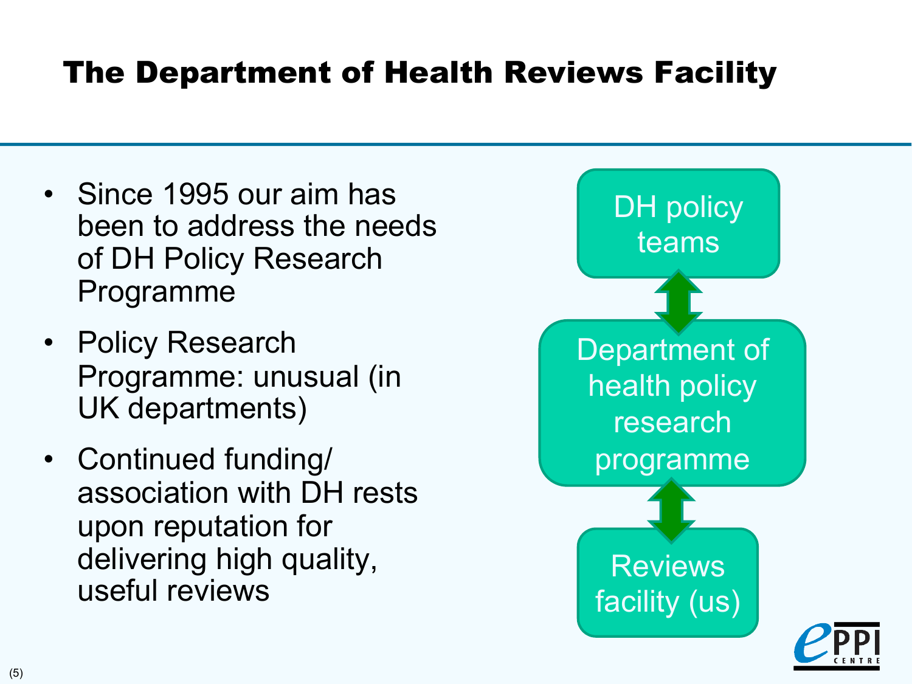# The Department of Health Reviews Facility

- Since 1995 our aim has been to address the needs of DH Policy Research Programme
- Policy Research Programme: unusual (in UK departments)
- Continued funding/ association with DH rests upon reputation for delivering high quality, useful reviews

DH policy teams

↕

Department of health policy research programme

↕

Reviews facility (us)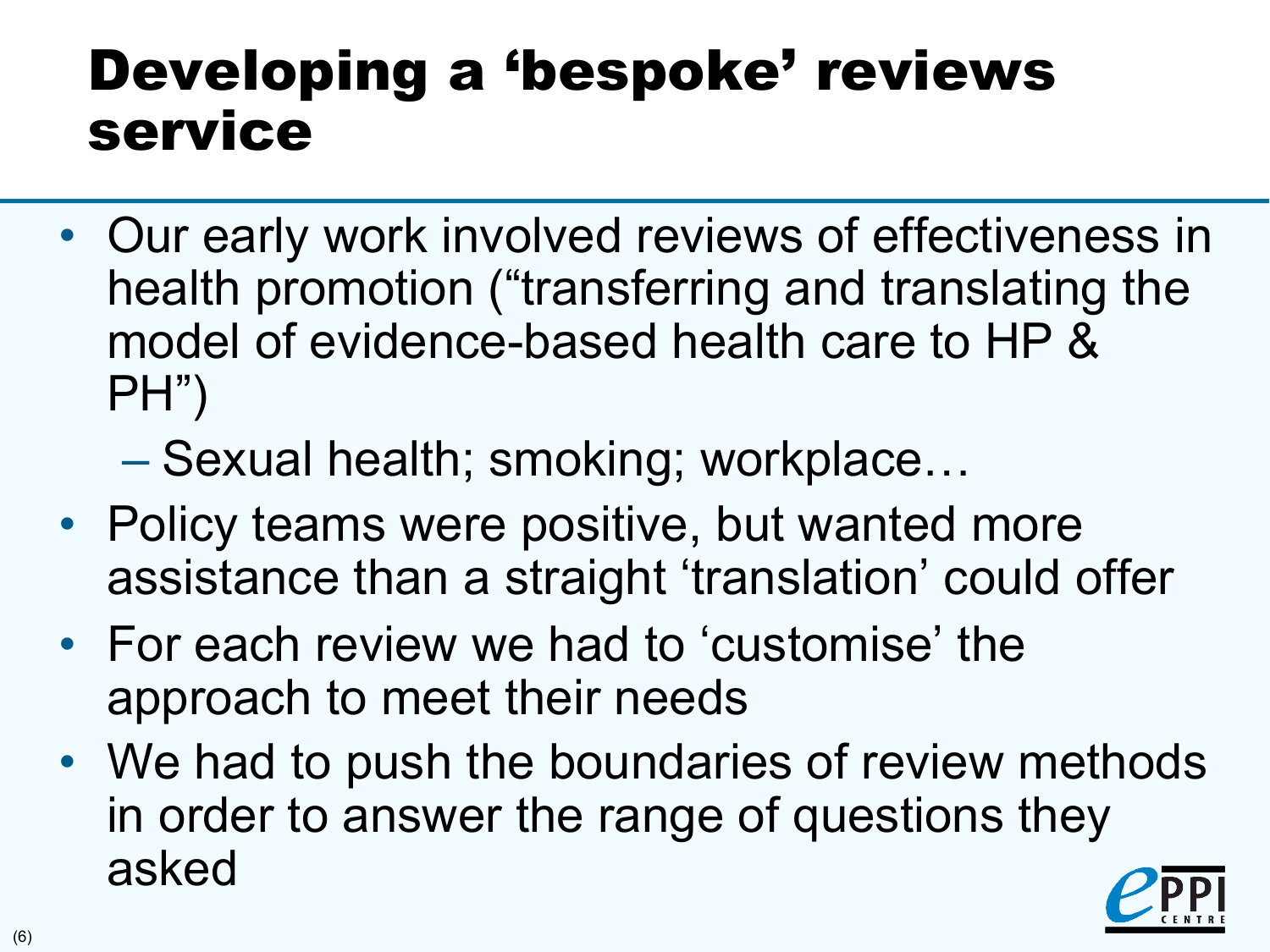# Developing a 'bespoke' reviews service

- Our early work involved reviews of effectiveness in health promotion ("transferring and translating the model of evidence-based health care to HP & PH")
  - Sexual health; smoking; workplace…
- Policy teams were positive, but wanted more assistance than a straight 'translation' could offer
- For each review we had to 'customise' the approach to meet their needs
- We had to push the boundaries of review methods in order to answer the range of questions they asked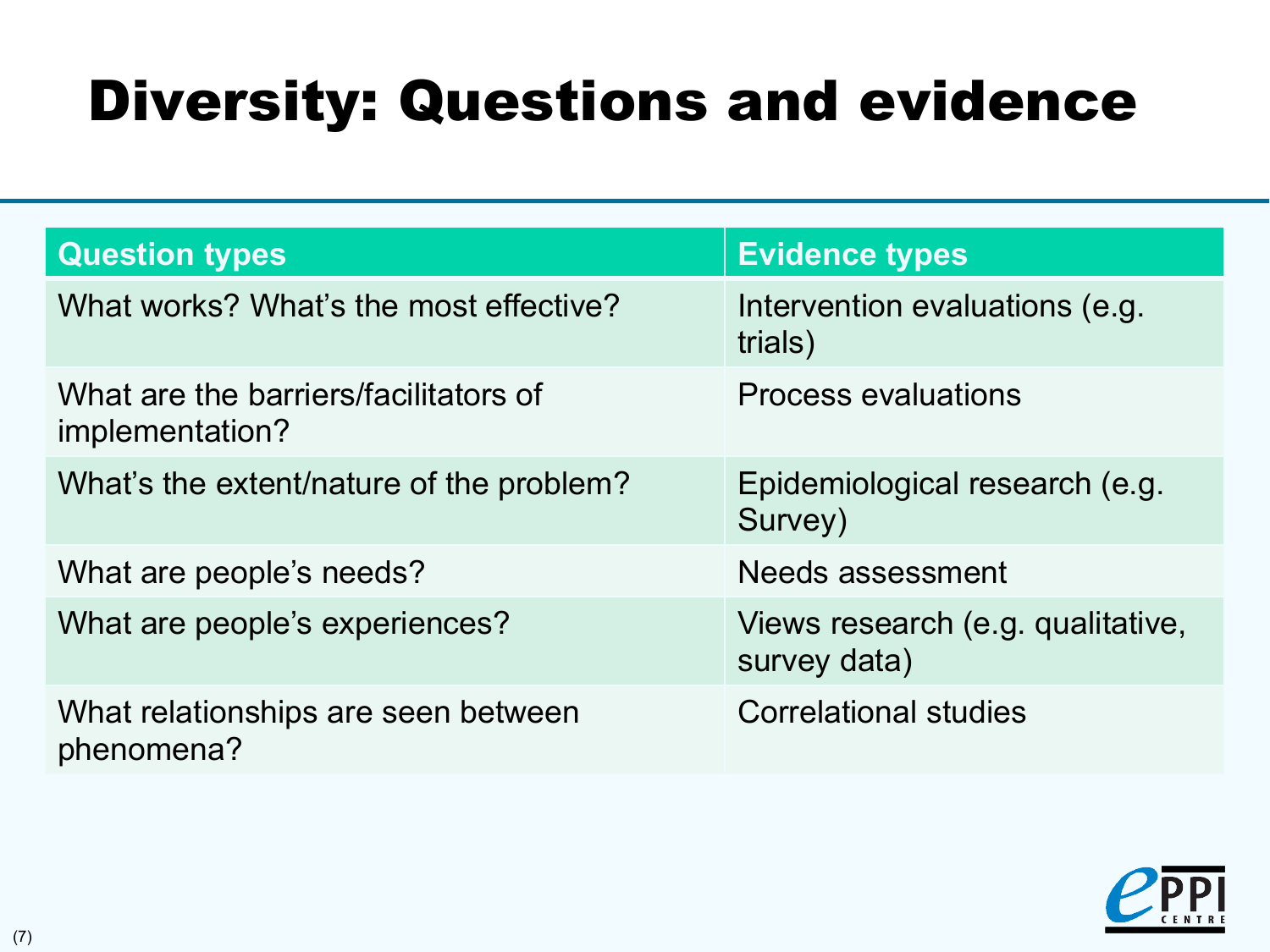# Diversity: Questions and evidence

| Question types | Evidence types |
| --- | --- |
| What works? What's the most effective? | Intervention evaluations (e.g. trials) |
| What are the barriers/facilitators of implementation? | Process evaluations |
| What's the extent/nature of the problem? | Epidemiological research (e.g. Survey) |
| What are people's needs? | Needs assessment |
| What are people's experiences? | Views research (e.g. qualitative, survey data) |
| What relationships are seen between phenomena? | Correlational studies |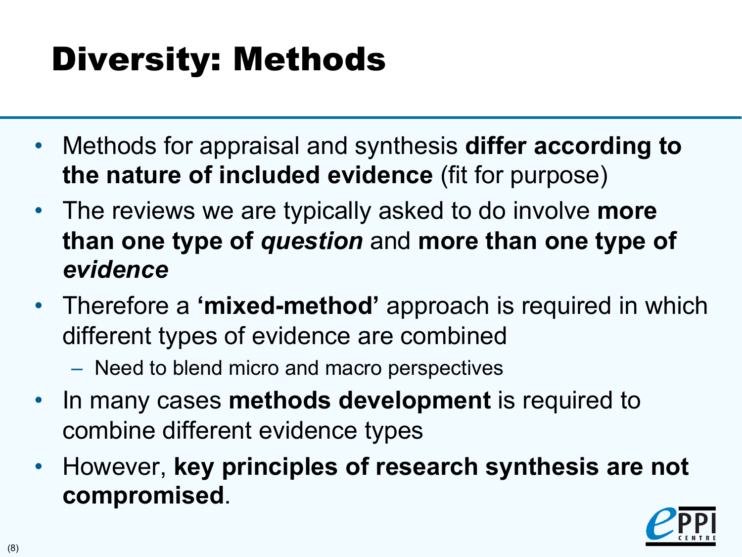# Diversity: Methods

- Methods for appraisal and synthesis **differ according to the nature of included evidence** (fit for purpose)
- The reviews we are typically asked to do involve **more than one type of *question*** and **more than one type of *evidence***
- Therefore a **'mixed-method'** approach is required in which different types of evidence are combined
  - Need to blend micro and macro perspectives
- In many cases **methods development** is required to combine different evidence types
- However, **key principles of research synthesis are not compromised**.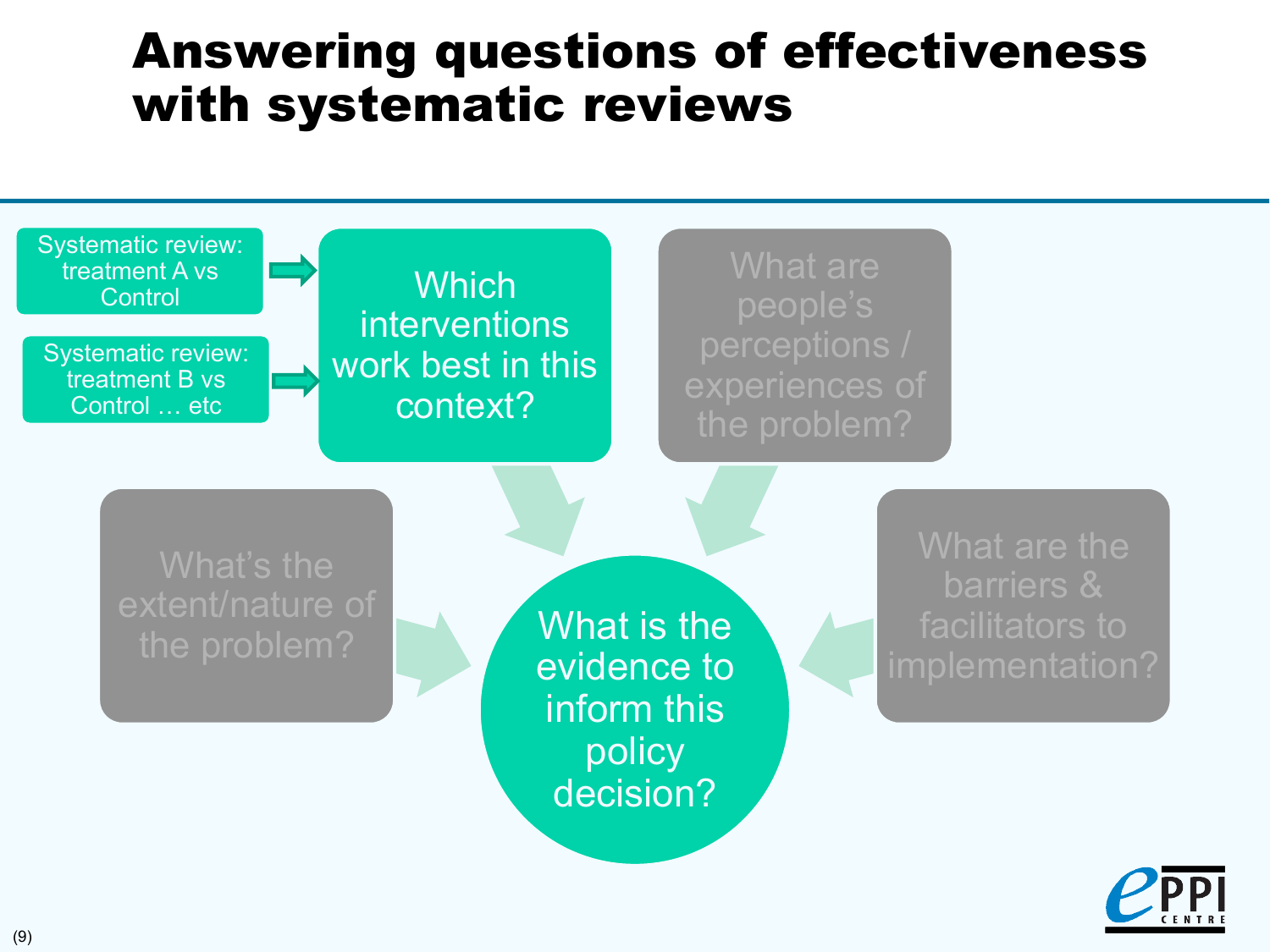# Answering questions of effectiveness with systematic reviews

Systematic review: treatment A vs Control

Systematic review: treatment B vs Control … etc

Which interventions work best in this context?

What are people's perceptions / experiences of the problem?

What's the extent/nature of the problem?

What are the barriers & facilitators to implementation?

What is the evidence to inform this policy decision?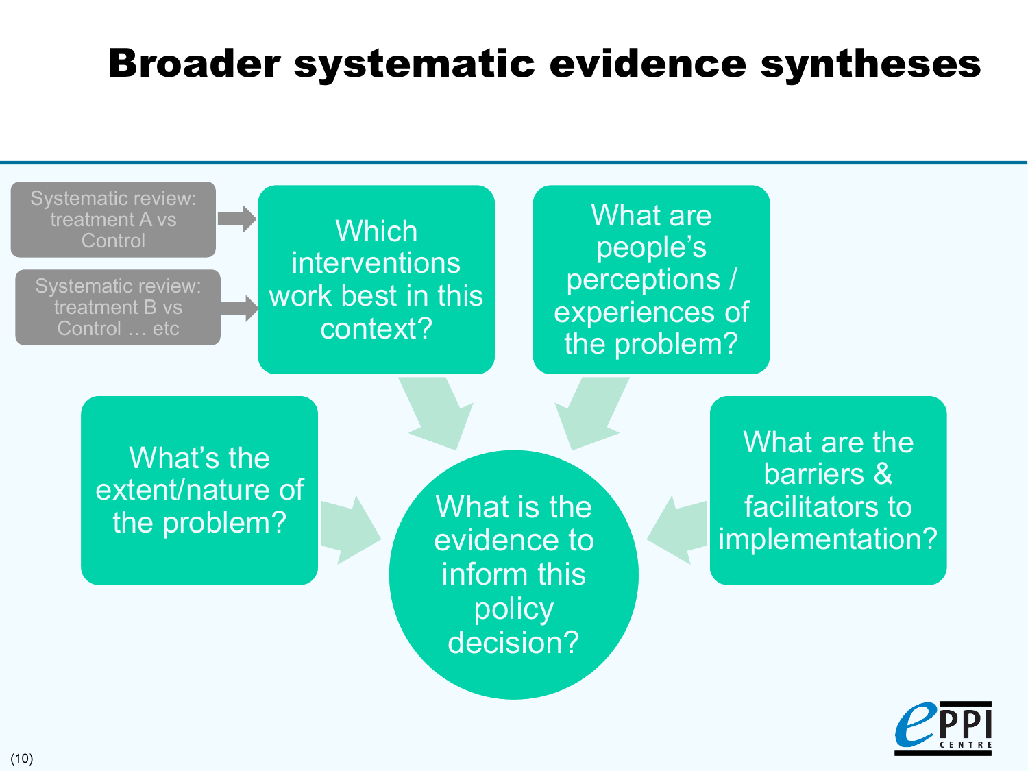# Broader systematic evidence syntheses

Systematic review: treatment A vs Control

Systematic review: treatment B vs Control … etc

Which interventions work best in this context?

What are people's perceptions / experiences of the problem?

What's the extent/nature of the problem?

What is the evidence to inform this policy decision?

What are the barriers & facilitators to implementation?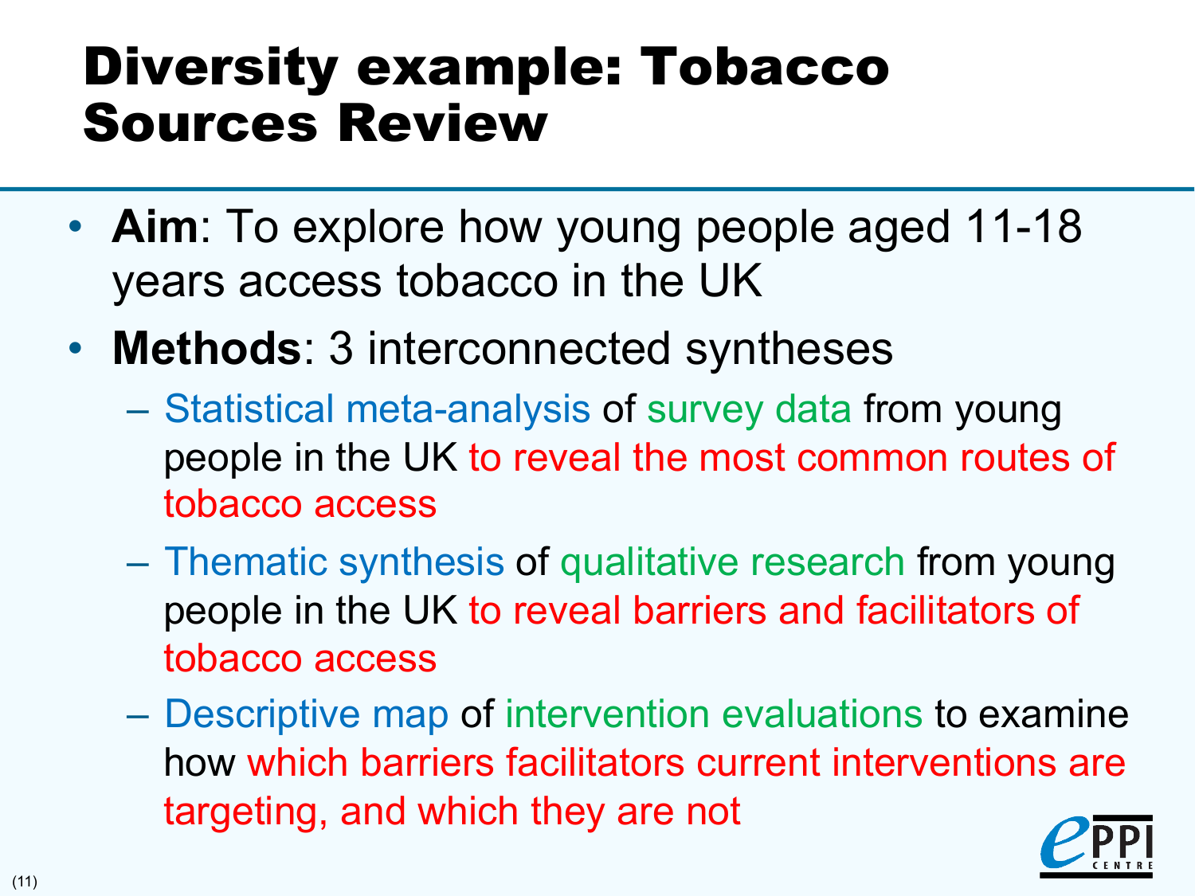# Diversity example: Tobacco Sources Review

- **Aim**: To explore how young people aged 11-18 years access tobacco in the UK
- **Methods**: 3 interconnected syntheses
  - Statistical meta-analysis of survey data from young people in the UK to reveal the most common routes of tobacco access
  - Thematic synthesis of qualitative research from young people in the UK to reveal barriers and facilitators of tobacco access
  - Descriptive map of intervention evaluations to examine how which barriers facilitators current interventions are targeting, and which they are not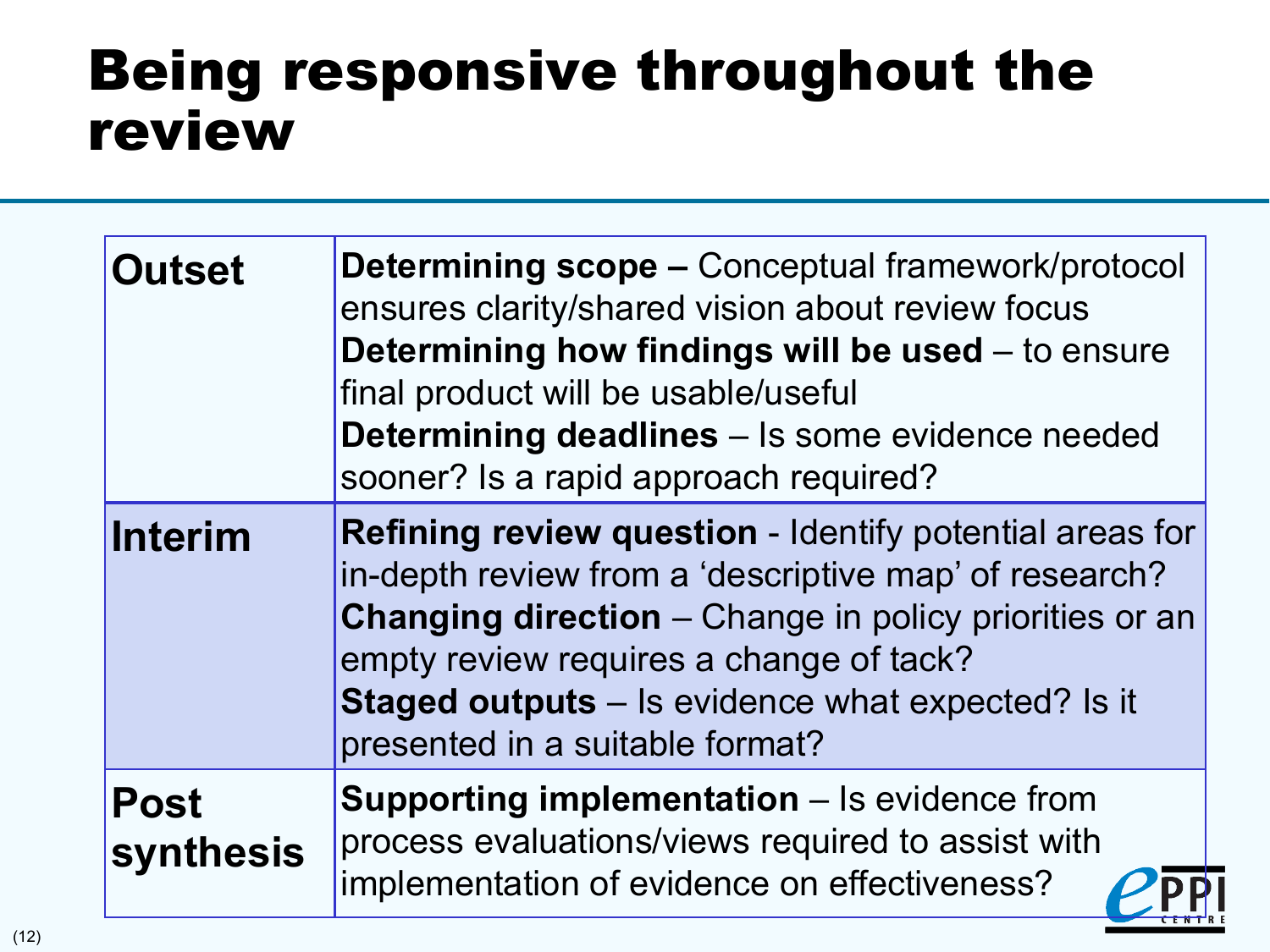# Being responsive throughout the review

| | |
|---|---|
| **Outset** | **Determining scope –** Conceptual framework/protocol ensures clarity/shared vision about review focus<br>**Determining how findings will be used** – to ensure final product will be usable/useful<br>**Determining deadlines** – Is some evidence needed sooner? Is a rapid approach required? |
| **Interim** | **Refining review question** - Identify potential areas for in-depth review from a 'descriptive map' of research?<br>**Changing direction** – Change in policy priorities or an empty review requires a change of tack?<br>**Staged outputs** – Is evidence what expected? Is it presented in a suitable format? |
| **Post synthesis** | **Supporting implementation** – Is evidence from process evaluations/views required to assist with implementation of evidence on effectiveness? |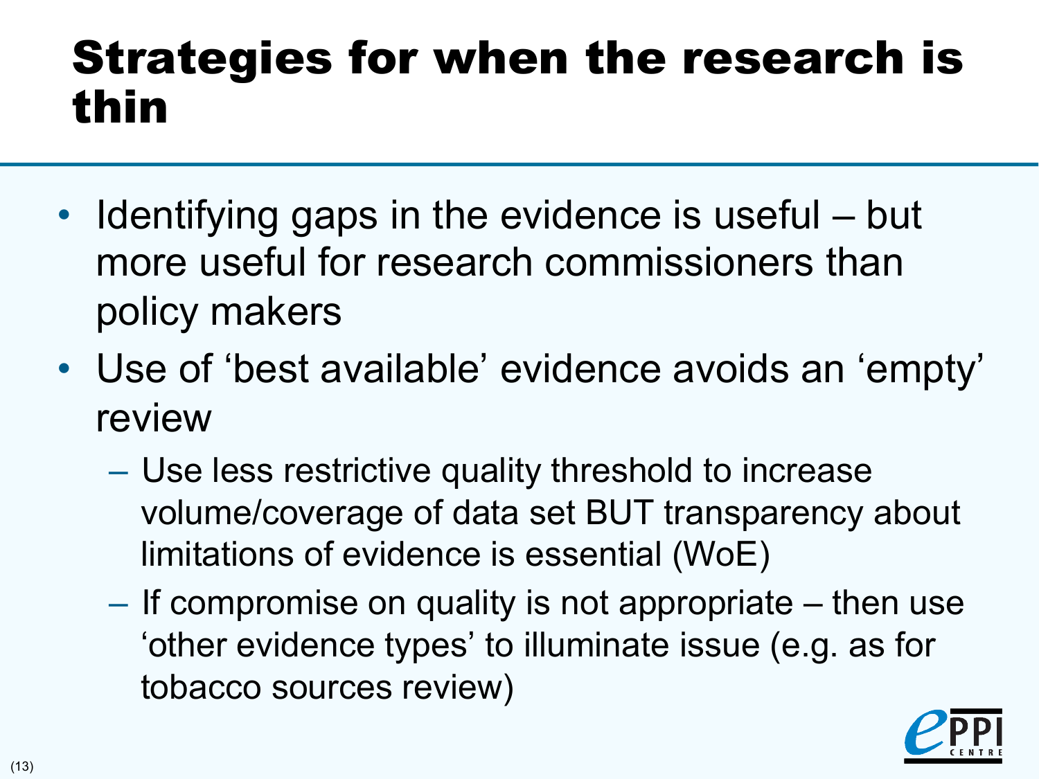# Strategies for when the research is thin

- Identifying gaps in the evidence is useful – but more useful for research commissioners than policy makers
- Use of 'best available' evidence avoids an 'empty' review
  - Use less restrictive quality threshold to increase volume/coverage of data set BUT transparency about limitations of evidence is essential (WoE)
  - If compromise on quality is not appropriate – then use 'other evidence types' to illuminate issue (e.g. as for tobacco sources review)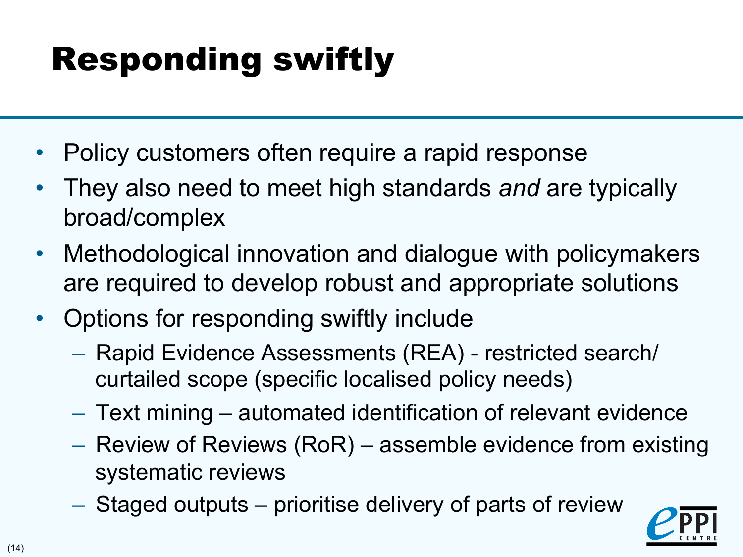# Responding swiftly

- Policy customers often require a rapid response
- They also need to meet high standards *and* are typically broad/complex
- Methodological innovation and dialogue with policymakers are required to develop robust and appropriate solutions
- Options for responding swiftly include
  - Rapid Evidence Assessments (REA) - restricted search/ curtailed scope (specific localised policy needs)
  - Text mining – automated identification of relevant evidence
  - Review of Reviews (RoR) – assemble evidence from existing systematic reviews
  - Staged outputs – prioritise delivery of parts of review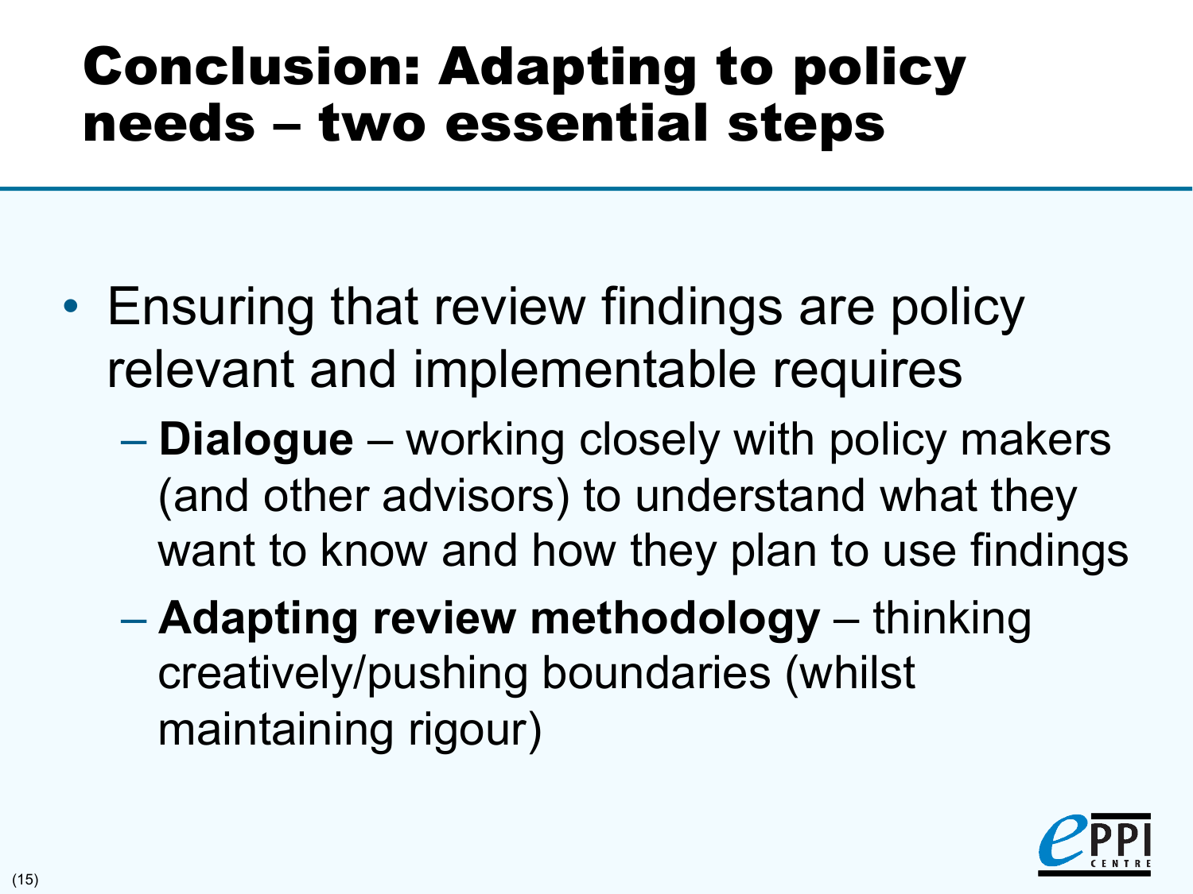# Conclusion: Adapting to policy needs – two essential steps

- Ensuring that review findings are policy relevant and implementable requires
  - **Dialogue** – working closely with policy makers (and other advisors) to understand what they want to know and how they plan to use findings
  - **Adapting review methodology** – thinking creatively/pushing boundaries (whilst maintaining rigour)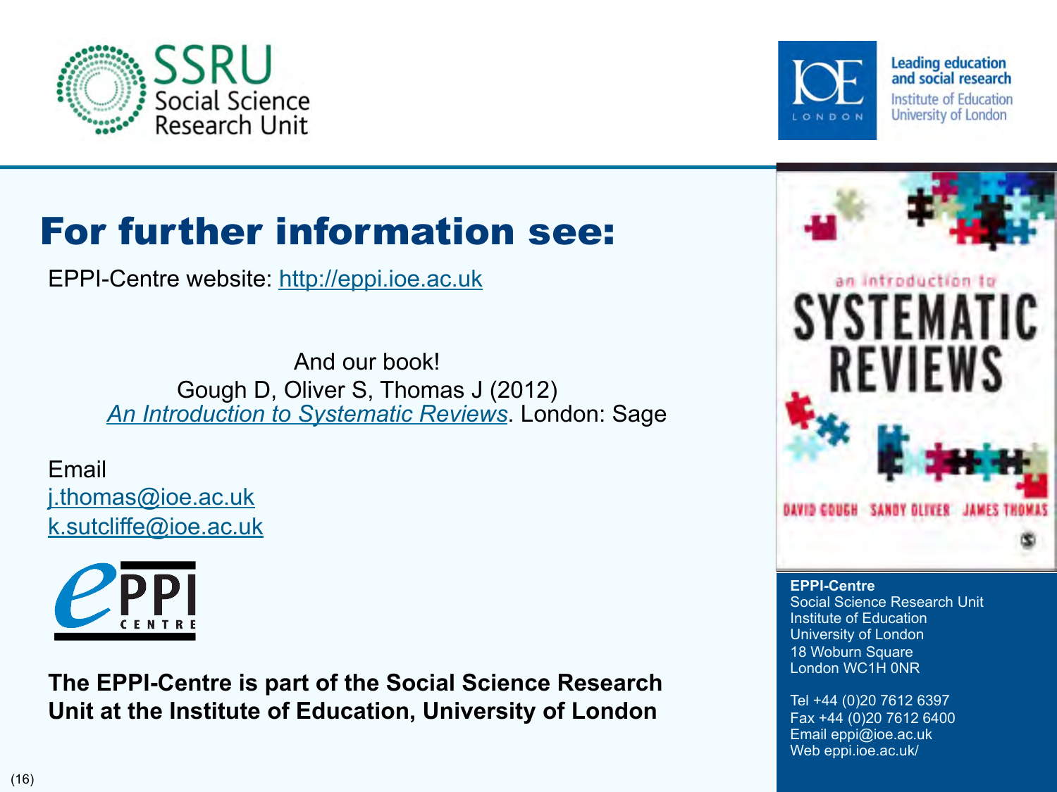# For further information see:

EPPI-Centre website: http://eppi.ioe.ac.uk

And our book!
Gough D, Oliver S, Thomas J (2012)
*An Introduction to Systematic Reviews*. London: Sage

Email
j.thomas@ioe.ac.uk
k.sutcliffe@ioe.ac.uk

**The EPPI-Centre is part of the Social Science Research Unit at the Institute of Education, University of London**

**EPPI-Centre**
Social Science Research Unit
Institute of Education
University of London
18 Woburn Square
London WC1H 0NR

Tel +44 (0)20 7612 6397
Fax +44 (0)20 7612 6400
Email eppi@ioe.ac.uk
Web eppi.ioe.ac.uk/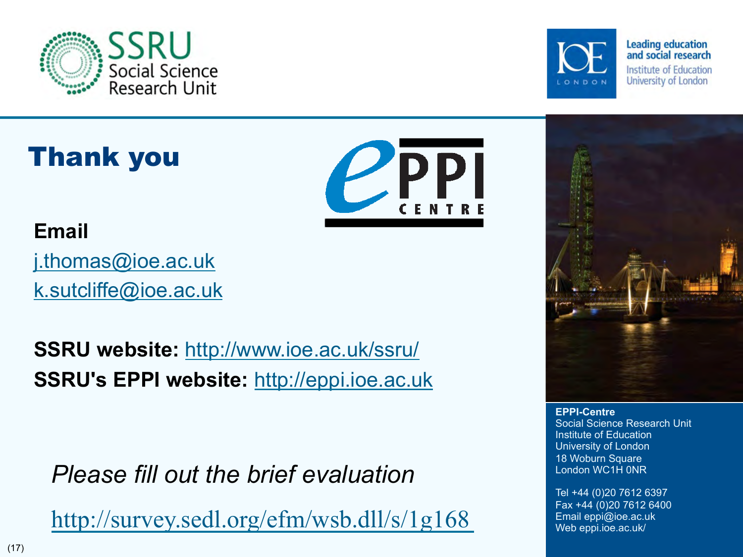SSRU Social Science Research Unit

Leading education and social research
Institute of Education
University of London

# Thank you

**Email**

j.thomas@ioe.ac.uk

k.sutcliffe@ioe.ac.uk

**SSRU website:** http://www.ioe.ac.uk/ssru/

**SSRU's EPPI website:** http://eppi.ioe.ac.uk

*Please fill out the brief evaluation*

http://survey.sedl.org/efm/wsb.dll/s/1g168

**EPPI-Centre**
Social Science Research Unit
Institute of Education
University of London
18 Woburn Square
London WC1H 0NR

Tel +44 (0)20 7612 6397
Fax +44 (0)20 7612 6400
Email eppi@ioe.ac.uk
Web eppi.ioe.ac.uk/